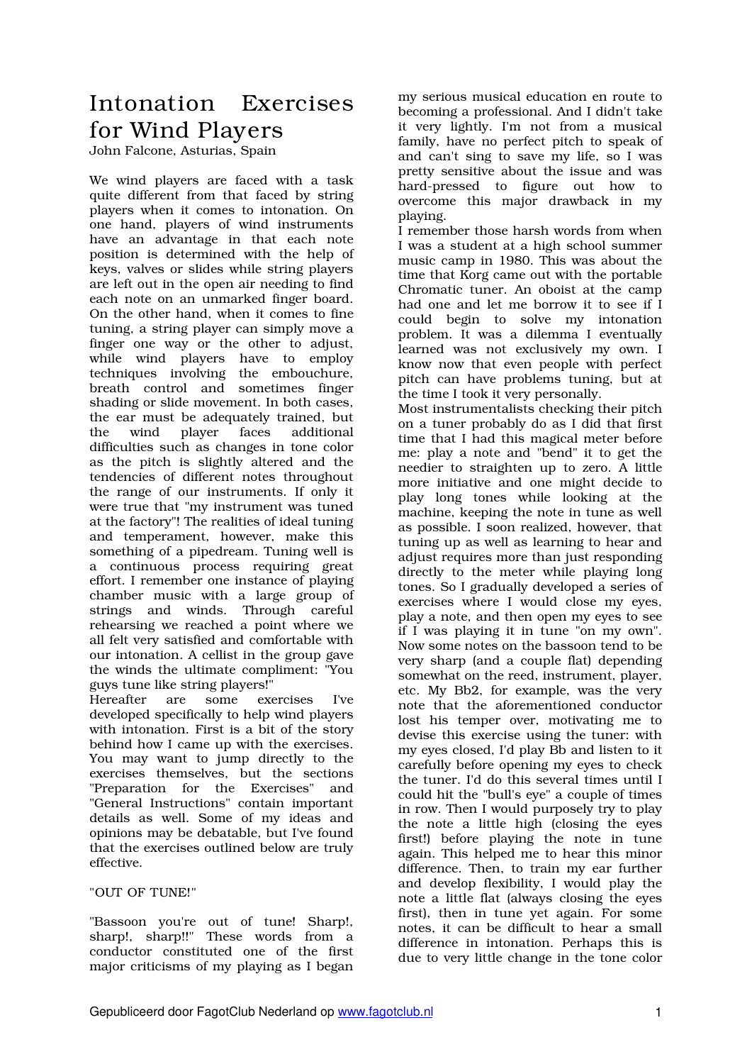# Intonation Exercises for Wind Players

John Falcone, Asturias, Spain

We wind players are faced with a task quite different from that faced by string players when it comes to intonation. On one hand, players of wind instruments have an advantage in that each note position is determined with the help of keys, valves or slides while string players are left out in the open air needing to find each note on an unmarked finger board. On the other hand, when it comes to fine tuning, a string player can simply move a finger one way or the other to adjust, while wind players have to employ techniques involving the embouchure, breath control and sometimes finger shading or slide movement. In both cases, the ear must be adequately trained, but the wind player faces additional difficulties such as changes in tone color as the pitch is slightly altered and the tendencies of different notes throughout the range of our instruments. If only it were true that "my instrument was tuned at the factory"! The realities of ideal tuning and temperament, however, make this something of a pipedream. Tuning well is a continuous process requiring great effort. I remember one instance of playing chamber music with a large group of strings and winds. Through careful rehearsing we reached a point where we all felt very satisfied and comfortable with our intonation. A cellist in the group gave the winds the ultimate compliment: "You guys tune like string players!"

Hereafter are some exercises I've developed specifically to help wind players with intonation. First is a bit of the story behind how I came up with the exercises. You may want to jump directly to the exercises themselves, but the sections "Preparation for the Exercises" and "General Instructions" contain important details as well. Some of my ideas and opinions may be debatable, but I've found that the exercises outlined below are truly effective.

## "OUT OF TUNE!"

"Bassoon you're out of tune! Sharp!, sharp!, sharp!!" These words from a conductor constituted one of the first major criticisms of my playing as I began my serious musical education en route to becoming a professional. And I didn't take it very lightly. I'm not from a musical family, have no perfect pitch to speak of and can't sing to save my life, so I was pretty sensitive about the issue and was hard-pressed to figure out how to overcome this major drawback in my playing.

I remember those harsh words from when I was a student at a high school summer music camp in 1980. This was about the time that Korg came out with the portable Chromatic tuner. An oboist at the camp had one and let me borrow it to see if I could begin to solve my intonation problem. It was a dilemma I eventually learned was not exclusively my own. I know now that even people with perfect pitch can have problems tuning, but at the time I took it very personally.

Most instrumentalists checking their pitch on a tuner probably do as I did that first time that I had this magical meter before me: play a note and "bend" it to get the needier to straighten up to zero. A little more initiative and one might decide to play long tones while looking at the machine, keeping the note in tune as well as possible. I soon realized, however, that tuning up as well as learning to hear and adjust requires more than just responding directly to the meter while playing long tones. So I gradually developed a series of exercises where I would close my eyes, play a note, and then open my eyes to see if I was playing it in tune "on my own". Now some notes on the bassoon tend to be very sharp (and a couple flat) depending somewhat on the reed, instrument, player, etc. My Bb2, for example, was the very note that the aforementioned conductor lost his temper over, motivating me to devise this exercise using the tuner: with my eyes closed, I'd play Bb and listen to it carefully before opening my eyes to check the tuner. I'd do this several times until I could hit the "bull's eye" a couple of times in row. Then I would purposely try to play the note a little high (closing the eyes first!) before playing the note in tune again. This helped me to hear this minor difference. Then, to train my ear further and develop flexibility, I would play the note a little flat (always closing the eyes first), then in tune yet again. For some notes, it can be difficult to hear a small difference in intonation. Perhaps this is due to very little change in the tone color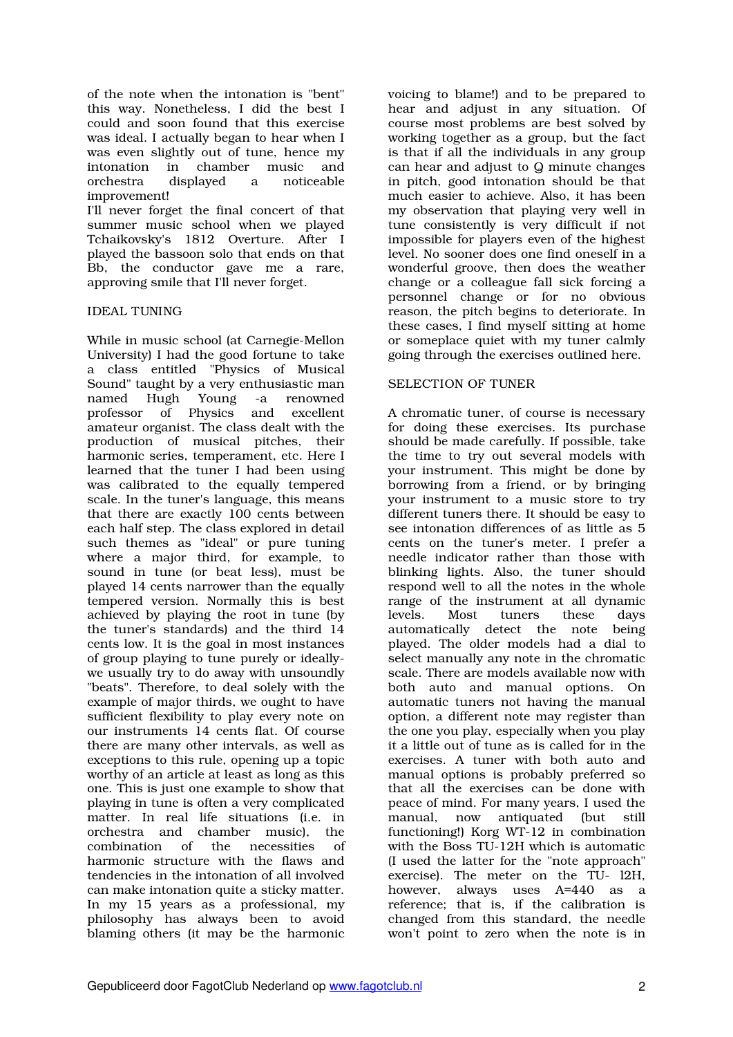of the note when the intonation is "bent" this way. Nonetheless, I did the best I could and soon found that this exercise was ideal. I actually began to hear when I was even slightly out of tune, hence my intonation in chamber music and orchestra displayed a noticeable improvement!

I'll never forget the final concert of that summer music school when we played Tchaikovsky's 1812 Overture. After I played the bassoon solo that ends on that Bb, the conductor gave me a rare, approving smile that I'll never forget.

## IDEAL TUNING

While in music school (at Carnegie-Mellon University) I had the good fortune to take a class entitled "Physics of Musical Sound" taught by a very enthusiastic man named Hugh Young -a renowned professor of Physics and excellent amateur organist. The class dealt with the production of musical pitches, their harmonic series, temperament, etc. Here I learned that the tuner I had been using was calibrated to the equally tempered scale. In the tuner's language, this means that there are exactly 100 cents between each half step. The class explored in detail such themes as "ideal" or pure tuning where a major third, for example, to sound in tune (or beat less), must be played 14 cents narrower than the equally tempered version. Normally this is best achieved by playing the root in tune (by the tuner's standards) and the third 14 cents low. It is the goal in most instances of group playing to tune purely or ideally- we usually try to do away with unsoundly "beats". Therefore, to deal solely with the example of major thirds, we ought to have sufficient flexibility to play every note on our instruments 14 cents flat. Of course there are many other intervals, as well as exceptions to this rule, opening up a topic worthy of an article at least as long as this one. This is just one example to show that playing in tune is often a very complicated matter. In real life situations (i.e. in orchestra and chamber music), the combination of the necessities of harmonic structure with the flaws and tendencies in the intonation of all involved can make intonation quite a sticky matter. In my 15 years as a professional, my philosophy has always been to avoid blaming others (it may be the harmonic voicing to blame!) and to be prepared to hear and adjust in any situation. Of course most problems are best solved by working together as a group, but the fact is that if all the individuals in any group can hear and adjust to Q minute changes in pitch, good intonation should be that much easier to achieve. Also, it has been my observation that playing very well in tune consistently is very difficult if not impossible for players even of the highest level. No sooner does one find oneself in a wonderful groove, then does the weather change or a colleague fall sick forcing a personnel change or for no obvious reason, the pitch begins to deteriorate. In these cases, I find myself sitting at home or someplace quiet with my tuner calmly going through the exercises outlined here.

## SELECTION OF TUNER

A chromatic tuner, of course is necessary for doing these exercises. Its purchase should be made carefully. If possible, take the time to try out several models with your instrument. This might be done by borrowing from a friend, or by bringing your instrument to a music store to try different tuners there. It should be easy to see intonation differences of as little as 5 cents on the tuner's meter. I prefer a needle indicator rather than those with blinking lights. Also, the tuner should respond well to all the notes in the whole range of the instrument at all dynamic levels. Most tuners these days automatically detect the note being played. The older models had a dial to select manually any note in the chromatic scale. There are models available now with both auto and manual options. On automatic tuners not having the manual option, a different note may register than the one you play, especially when you play it a little out of tune as is called for in the exercises. A tuner with both auto and manual options is probably preferred so that all the exercises can be done with peace of mind. For many years, I used the manual, now antiquated (but still functioning!) Korg WT-12 in combination with the Boss TU-12H which is automatic (I used the latter for the "note approach" exercise). The meter on the TU- 12H, however, always uses A=440 as a reference; that is, if the calibration is changed from this standard, the needle won't point to zero when the note is in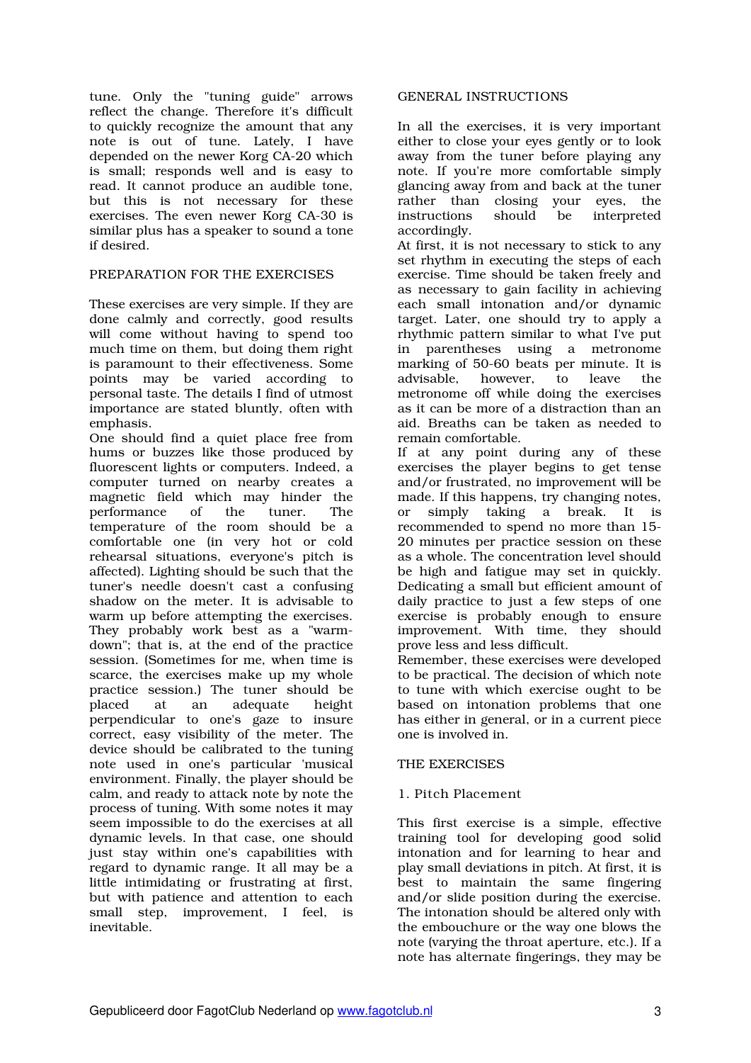tune. Only the "tuning guide" arrows reflect the change. Therefore it's difficult to quickly recognize the amount that any note is out of tune. Lately, I have depended on the newer Korg CA-20 which is small; responds well and is easy to read. It cannot produce an audible tone, but this is not necessary for these exercises. The even newer Korg CA-30 is similar plus has a speaker to sound a tone if desired.

## PREPARATION FOR THE EXERCISES

These exercises are very simple. If they are done calmly and correctly, good results will come without having to spend too much time on them, but doing them right is paramount to their effectiveness. Some points may be varied according to personal taste. The details I find of utmost importance are stated bluntly, often with emphasis.

One should find a quiet place free from hums or buzzes like those produced by fluorescent lights or computers. Indeed, a computer turned on nearby creates a magnetic field which may hinder the performance of the tuner. The temperature of the room should be a comfortable one (in very hot or cold rehearsal situations, everyone's pitch is affected). Lighting should be such that the tuner's needle doesn't cast a confusing shadow on the meter. It is advisable to warm up before attempting the exercises. They probably work best as a "warm-down"; that is, at the end of the practice session. (Sometimes for me, when time is scarce, the exercises make up my whole practice session.) The tuner should be placed at an adequate height perpendicular to one's gaze to insure correct, easy visibility of the meter. The device should be calibrated to the tuning note used in one's particular 'musical environment. Finally, the player should be calm, and ready to attack note by note the process of tuning. With some notes it may seem impossible to do the exercises at all dynamic levels. In that case, one should just stay within one's capabilities with regard to dynamic range. It all may be a little intimidating or frustrating at first, but with patience and attention to each small step, improvement, I feel, is inevitable.

## GENERAL INSTRUCTIONS

In all the exercises, it is very important either to close your eyes gently or to look away from the tuner before playing any note. If you're more comfortable simply glancing away from and back at the tuner rather than closing your eyes, the instructions should be interpreted accordingly.

At first, it is not necessary to stick to any set rhythm in executing the steps of each exercise. Time should be taken freely and as necessary to gain facility in achieving each small intonation and/or dynamic target. Later, one should try to apply a rhythmic pattern similar to what I've put in parentheses using a metronome marking of 50-60 beats per minute. It is advisable, however, to leave the metronome off while doing the exercises as it can be more of a distraction than an aid. Breaths can be taken as needed to remain comfortable.

If at any point during any of these exercises the player begins to get tense and/or frustrated, no improvement will be made. If this happens, try changing notes, or simply taking a break. It is recommended to spend no more than 15-20 minutes per practice session on these as a whole. The concentration level should be high and fatigue may set in quickly. Dedicating a small but efficient amount of daily practice to just a few steps of one exercise is probably enough to ensure improvement. With time, they should prove less and less difficult.

Remember, these exercises were developed to be practical. The decision of which note to tune with which exercise ought to be based on intonation problems that one has either in general, or in a current piece one is involved in.

## THE EXERCISES

### 1. Pitch Placement

This first exercise is a simple, effective training tool for developing good solid intonation and for learning to hear and play small deviations in pitch. At first, it is best to maintain the same fingering and/or slide position during the exercise. The intonation should be altered only with the embouchure or the way one blows the note (varying the throat aperture, etc.). If a note has alternate fingerings, they may be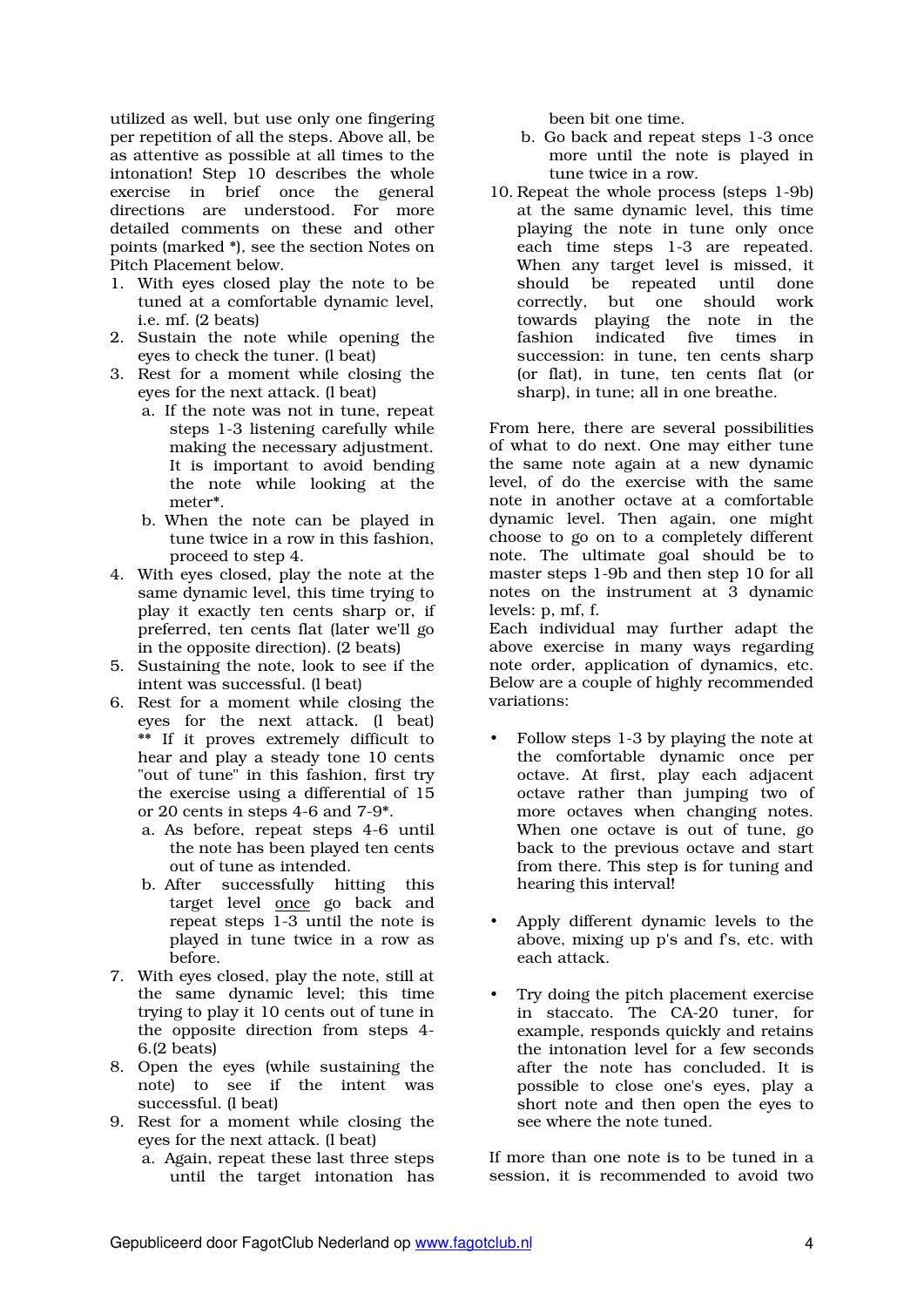utilized as well, but use only one fingering per repetition of all the steps. Above all, be as attentive as possible at all times to the intonation! Step 10 describes the whole exercise in brief once the general directions are understood. For more detailed comments on these and other points (marked *), see the section Notes on Pitch Placement below.

1. With eyes closed play the note to be tuned at a comfortable dynamic level, i.e. mf. (2 beats)
2. Sustain the note while opening the eyes to check the tuner. (1 beat)
3. Rest for a moment while closing the eyes for the next attack. (1 beat)
   a. If the note was not in tune, repeat steps 1-3 listening carefully while making the necessary adjustment. It is important to avoid bending the note while looking at the meter*.
   b. When the note can be played in tune twice in a row in this fashion, proceed to step 4.
4. With eyes closed, play the note at the same dynamic level, this time trying to play it exactly ten cents sharp or, if preferred, ten cents flat (later we'll go in the opposite direction). (2 beats)
5. Sustaining the note, look to see if the intent was successful. (1 beat)
6. Rest for a moment while closing the eyes for the next attack. (1 beat) ** If it proves extremely difficult to hear and play a steady tone 10 cents "out of tune" in this fashion, first try the exercise using a differential of 15 or 20 cents in steps 4-6 and 7-9*.
   a. As before, repeat steps 4-6 until the note has been played ten cents out of tune as intended.
   b. After successfully hitting this target level <u>once</u> go back and repeat steps 1-3 until the note is played in tune twice in a row as before.
7. With eyes closed, play the note, still at the same dynamic level; this time trying to play it 10 cents out of tune in the opposite direction from steps 4-6.(2 beats)
8. Open the eyes (while sustaining the note) to see if the intent was successful. (1 beat)
9. Rest for a moment while closing the eyes for the next attack. (1 beat)
   a. Again, repeat these last three steps until the target intonation has been bit one time.
   b. Go back and repeat steps 1-3 once more until the note is played in tune twice in a row.
10. Repeat the whole process (steps 1-9b) at the same dynamic level, this time playing the note in tune only once each time steps 1-3 are repeated. When any target level is missed, it should be repeated until done correctly, but one should work towards playing the note in the fashion indicated five times in succession: in tune, ten cents sharp (or flat), in tune, ten cents flat (or sharp), in tune; all in one breathe.

From here, there are several possibilities of what to do next. One may either tune the same note again at a new dynamic level, of do the exercise with the same note in another octave at a comfortable dynamic level. Then again, one might choose to go on to a completely different note. The ultimate goal should be to master steps 1-9b and then step 10 for all notes on the instrument at 3 dynamic levels: p, mf, f.

Each individual may further adapt the above exercise in many ways regarding note order, application of dynamics, etc. Below are a couple of highly recommended variations:

- Follow steps 1-3 by playing the note at the comfortable dynamic once per octave. At first, play each adjacent octave rather than jumping two of more octaves when changing notes. When one octave is out of tune, go back to the previous octave and start from there. This step is for tuning and hearing this interval!

- Apply different dynamic levels to the above, mixing up p's and f's, etc. with each attack.

- Try doing the pitch placement exercise in staccato. The CA-20 tuner, for example, responds quickly and retains the intonation level for a few seconds after the note has concluded. It is possible to close one's eyes, play a short note and then open the eyes to see where the note tuned.

If more than one note is to be tuned in a session, it is recommended to avoid two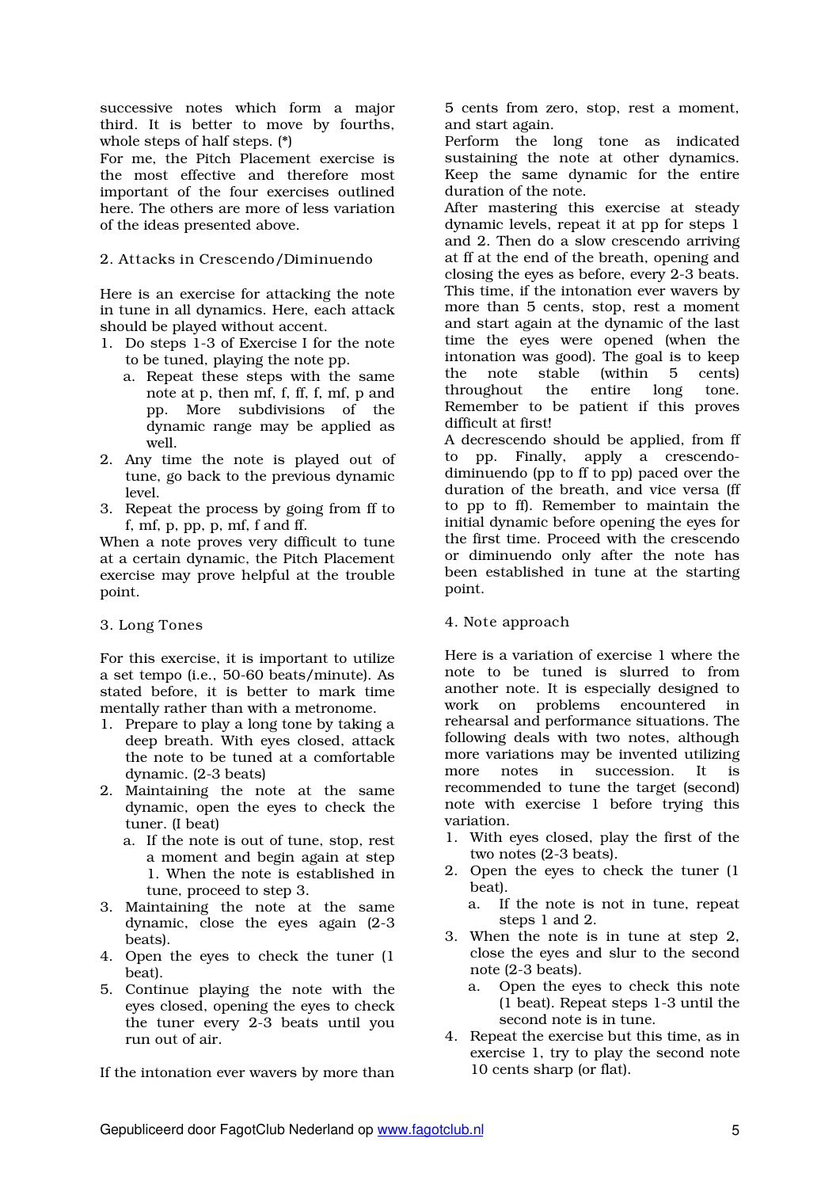successive notes which form a major third. It is better to move by fourths, whole steps of half steps. (*)

For me, the Pitch Placement exercise is the most effective and therefore most important of the four exercises outlined here. The others are more of less variation of the ideas presented above.

## 2. Attacks in Crescendo/Diminuendo

Here is an exercise for attacking the note in tune in all dynamics. Here, each attack should be played without accent.

1. Do steps 1-3 of Exercise I for the note to be tuned, playing the note pp.
   a. Repeat these steps with the same note at p, then mf, f, ff, f, mf, p and pp. More subdivisions of the dynamic range may be applied as well.
2. Any time the note is played out of tune, go back to the previous dynamic level.
3. Repeat the process by going from ff to f, mf, p, pp, p, mf, f and ff.

When a note proves very difficult to tune at a certain dynamic, the Pitch Placement exercise may prove helpful at the trouble point.

## 3. Long Tones

For this exercise, it is important to utilize a set tempo (i.e., 50-60 beats/minute). As stated before, it is better to mark time mentally rather than with a metronome.

1. Prepare to play a long tone by taking a deep breath. With eyes closed, attack the note to be tuned at a comfortable dynamic. (2-3 beats)
2. Maintaining the note at the same dynamic, open the eyes to check the tuner. (I beat)
   a. If the note is out of tune, stop, rest a moment and begin again at step 1. When the note is established in tune, proceed to step 3.
3. Maintaining the note at the same dynamic, close the eyes again (2-3 beats).
4. Open the eyes to check the tuner (1 beat).
5. Continue playing the note with the eyes closed, opening the eyes to check the tuner every 2-3 beats until you run out of air.

If the intonation ever wavers by more than 5 cents from zero, stop, rest a moment, and start again.

Perform the long tone as indicated sustaining the note at other dynamics. Keep the same dynamic for the entire duration of the note.

After mastering this exercise at steady dynamic levels, repeat it at pp for steps 1 and 2. Then do a slow crescendo arriving at ff at the end of the breath, opening and closing the eyes as before, every 2-3 beats. This time, if the intonation ever wavers by more than 5 cents, stop, rest a moment and start again at the dynamic of the last time the eyes were opened (when the intonation was good). The goal is to keep the note stable (within 5 cents) throughout the entire long tone. Remember to be patient if this proves difficult at first!

A decrescendo should be applied, from ff to pp. Finally, apply a crescendo-diminuendo (pp to ff to pp) paced over the duration of the breath, and vice versa (ff to pp to ff). Remember to maintain the initial dynamic before opening the eyes for the first time. Proceed with the crescendo or diminuendo only after the note has been established in tune at the starting point.

## 4. Note approach

Here is a variation of exercise 1 where the note to be tuned is slurred to from another note. It is especially designed to work on problems encountered in rehearsal and performance situations. The following deals with two notes, although more variations may be invented utilizing more notes in succession. It is recommended to tune the target (second) note with exercise 1 before trying this variation.

1. With eyes closed, play the first of the two notes (2-3 beats).
2. Open the eyes to check the tuner (1 beat).
   a. If the note is not in tune, repeat steps 1 and 2.
3. When the note is in tune at step 2, close the eyes and slur to the second note (2-3 beats).
   a. Open the eyes to check this note (1 beat). Repeat steps 1-3 until the second note is in tune.
4. Repeat the exercise but this time, as in exercise 1, try to play the second note 10 cents sharp (or flat).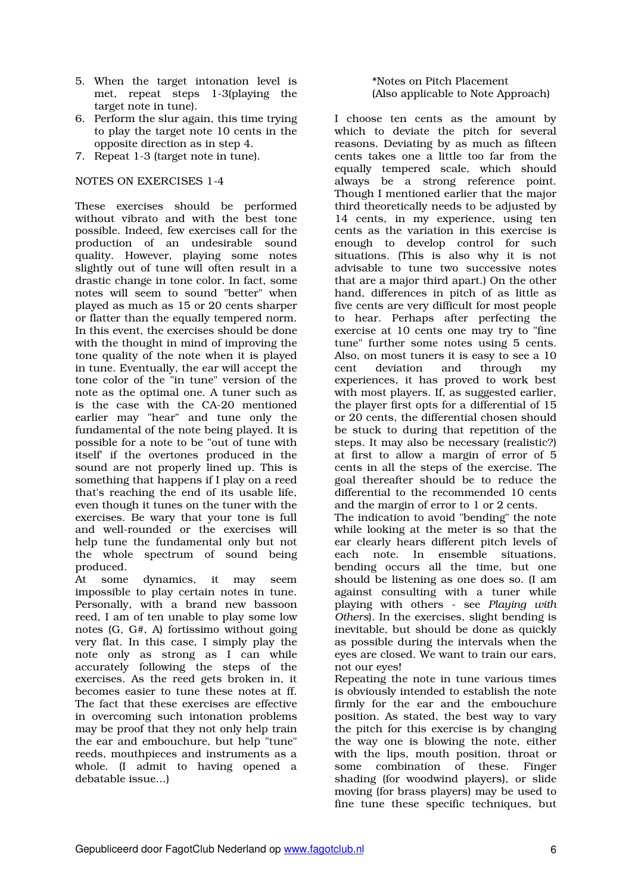5. When the target intonation level is met, repeat steps 1-3(playing the target note in tune).
6. Perform the slur again, this time trying to play the target note 10 cents in the opposite direction as in step 4.
7. Repeat 1-3 (target note in tune).

NOTES ON EXERCISES 1-4

These exercises should be performed without vibrato and with the best tone possible. Indeed, few exercises call for the production of an undesirable sound quality. However, playing some notes slightly out of tune will often result in a drastic change in tone color. In fact, some notes will seem to sound "better" when played as much as 15 or 20 cents sharper or flatter than the equally tempered norm. In this event, the exercises should be done with the thought in mind of improving the tone quality of the note when it is played in tune. Eventually, the ear will accept the tone color of the "in tune" version of the note as the optimal one. A tuner such as is the case with the CA-20 mentioned earlier may "hear" and tune only the fundamental of the note being played. It is possible for a note to be "out of tune with itself' if the overtones produced in the sound are not properly lined up. This is something that happens if I play on a reed that's reaching the end of its usable life, even though it tunes on the tuner with the exercises. Be wary that your tone is full and well-rounded or the exercises will help tune the fundamental only but not the whole spectrum of sound being produced.
At some dynamics, it may seem impossible to play certain notes in tune. Personally, with a brand new bassoon reed, I am of ten unable to play some low notes (G, G#, A) fortissimo without going very flat. In this case, I simply play the note only as strong as I can while accurately following the steps of the exercises. As the reed gets broken in, it becomes easier to tune these notes at ff. The fact that these exercises are effective in overcoming such intonation problems may be proof that they not only help train the ear and embouchure, but help "tune" reeds, mouthpieces and instruments as a whole. (I admit to having opened a debatable issue...)

*Notes on Pitch Placement
(Also applicable to Note Approach)

I choose ten cents as the amount by which to deviate the pitch for several reasons. Deviating by as much as fifteen cents takes one a little too far from the equally tempered scale, which should always be a strong reference point. Though I mentioned earlier that the major third theoretically needs to be adjusted by 14 cents, in my experience, using ten cents as the variation in this exercise is enough to develop control for such situations. (This is also why it is not advisable to tune two successive notes that are a major third apart.) On the other hand, differences in pitch of as little as five cents are very difficult for most people to hear. Perhaps after perfecting the exercise at 10 cents one may try to "fine tune" further some notes using 5 cents. Also, on most tuners it is easy to see a 10 cent deviation and through my experiences, it has proved to work best with most players. If, as suggested earlier, the player first opts for a differential of 15 or 20 cents, the differential chosen should be stuck to during that repetition of the steps. It may also be necessary (realistic?) at first to allow a margin of error of 5 cents in all the steps of the exercise. The goal thereafter should be to reduce the differential to the recommended 10 cents and the margin of error to 1 or 2 cents.
The indication to avoid "bending" the note while looking at the meter is so that the ear clearly hears different pitch levels of each note. In ensemble situations, bending occurs all the time, but one should be listening as one does so. (I am against consulting with a tuner while playing with others - see *Playing with Others*). In the exercises, slight bending is inevitable, but should be done as quickly as possible during the intervals when the eyes are closed. We want to train our ears, not our eyes!
Repeating the note in tune various times is obviously intended to establish the note firmly for the ear and the embouchure position. As stated, the best way to vary the pitch for this exercise is by changing the way one is blowing the note, either with the lips, mouth position, throat or some combination of these. Finger shading (for woodwind players), or slide moving (for brass players) may be used to fine tune these specific techniques, but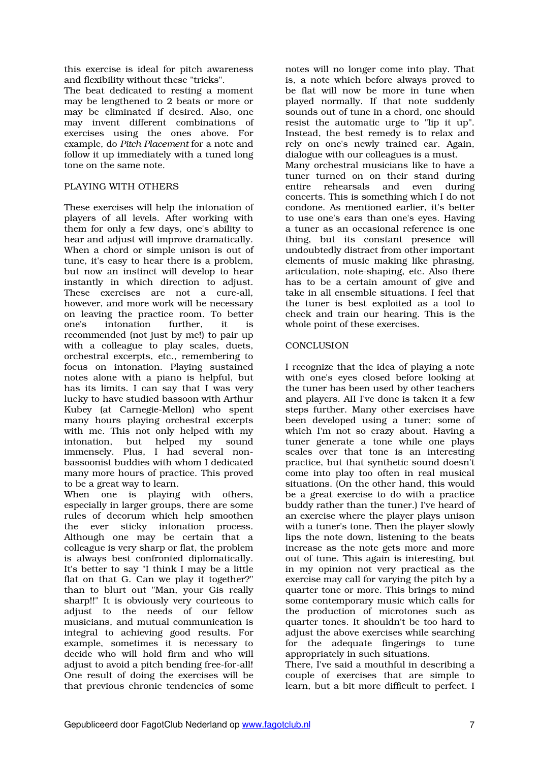this exercise is ideal for pitch awareness and flexibility without these "tricks".

The beat dedicated to resting a moment may be lengthened to 2 beats or more or may be eliminated if desired. Also, one may invent different combinations of exercises using the ones above. For example, do *Pitch Placement* for a note and follow it up immediately with a tuned long tone on the same note.

## PLAYING WITH OTHERS

These exercises will help the intonation of players of all levels. After working with them for only a few days, one's ability to hear and adjust will improve dramatically. When a chord or simple unison is out of tune, it's easy to hear there is a problem, but now an instinct will develop to hear instantly in which direction to adjust. These exercises are not a cure-all, however, and more work will be necessary on leaving the practice room. To better one's intonation further, it is recommended (not just by me!) to pair up with a colleague to play scales, duets, orchestral excerpts, etc., remembering to focus on intonation. Playing sustained notes alone with a piano is helpful, but has its limits. I can say that I was very lucky to have studied bassoon with Arthur Kubey (at Carnegie-Mellon) who spent many hours playing orchestral excerpts with me. This not only helped with my intonation, but helped my sound immensely. Plus, I had several non-bassoonist buddies with whom I dedicated many more hours of practice. This proved to be a great way to learn.

When one is playing with others, especially in larger groups, there are some rules of decorum which help smoothen the ever sticky intonation process. Although one may be certain that a colleague is very sharp or flat, the problem is always best confronted diplomatically. It's better to say "I think I may be a little flat on that G. Can we play it together?" than to blurt out "Man, your Gis really sharp!!" It is obviously very courteous to adjust to the needs of our fellow musicians, and mutual communication is integral to achieving good results. For example, sometimes it is necessary to decide who will hold firm and who will adjust to avoid a pitch bending free-for-all! One result of doing the exercises will be that previous chronic tendencies of some notes will no longer come into play. That is, a note which before always proved to be flat will now be more in tune when played normally. If that note suddenly sounds out of tune in a chord, one should resist the automatic urge to "lip it up". Instead, the best remedy is to relax and rely on one's newly trained ear. Again, dialogue with our colleagues is a must.

Many orchestral musicians like to have a tuner turned on on their stand during entire rehearsals and even during concerts. This is something which I do not condone. As mentioned earlier, it's better to use one's ears than one's eyes. Having a tuner as an occasional reference is one thing, but its constant presence will undoubtedly distract from other important elements of music making like phrasing, articulation, note-shaping, etc. Also there has to be a certain amount of give and take in all ensemble situations. I feel that the tuner is best exploited as a tool to check and train our hearing. This is the whole point of these exercises.

## CONCLUSION

I recognize that the idea of playing a note with one's eyes closed before looking at the tuner has been used by other teachers and players. All I've done is taken it a few steps further. Many other exercises have been developed using a tuner; some of which I'm not so crazy about. Having a tuner generate a tone while one plays scales over that tone is an interesting practice, but that synthetic sound doesn't come into play too often in real musical situations. (On the other hand, this would be a great exercise to do with a practice buddy rather than the tuner.) I've heard of an exercise where the player plays unison with a tuner's tone. Then the player slowly lips the note down, listening to the beats increase as the note gets more and more out of tune. This again is interesting, but in my opinion not very practical as the exercise may call for varying the pitch by a quarter tone or more. This brings to mind some contemporary music which calls for the production of microtones such as quarter tones. It shouldn't be too hard to adjust the above exercises while searching for the adequate fingerings to tune appropriately in such situations.

There, I've said a mouthful in describing a couple of exercises that are simple to learn, but a bit more difficult to perfect. I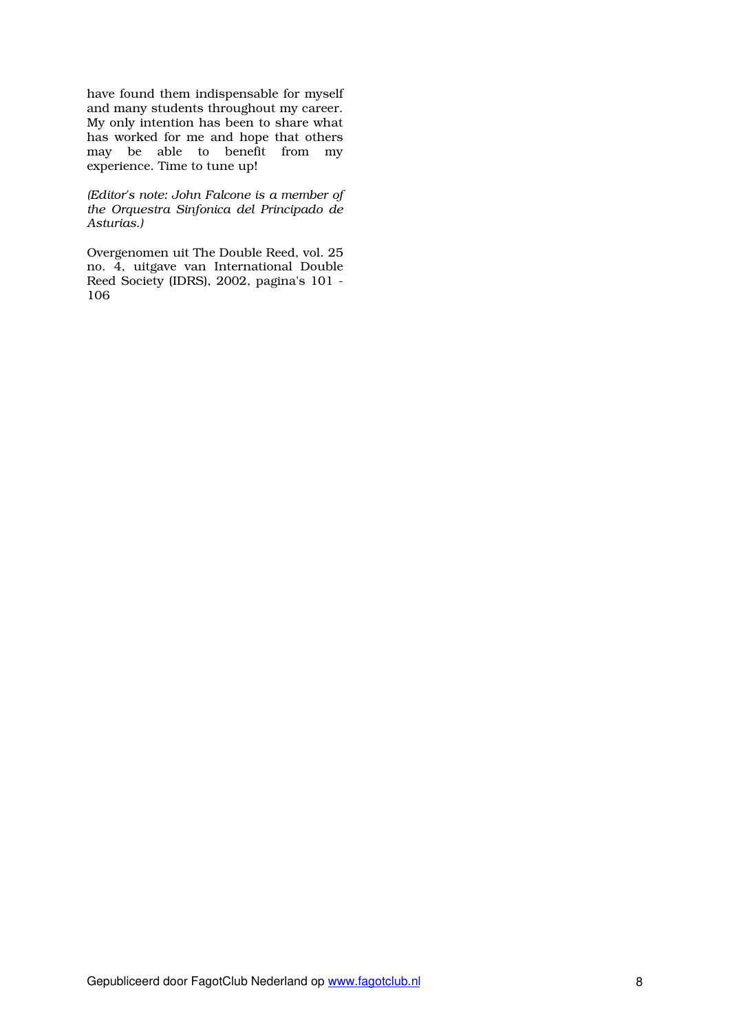have found them indispensable for myself and many students throughout my career. My only intention has been to share what has worked for me and hope that others may be able to benefit from my experience. Time to tune up!

*(Editor's note: John Falcone is a member of the Orquestra Sinfonica del Principado de Asturias.)*

Overgenomen uit The Double Reed, vol. 25 no. 4, uitgave van International Double Reed Society (IDRS), 2002, pagina's 101 - 106